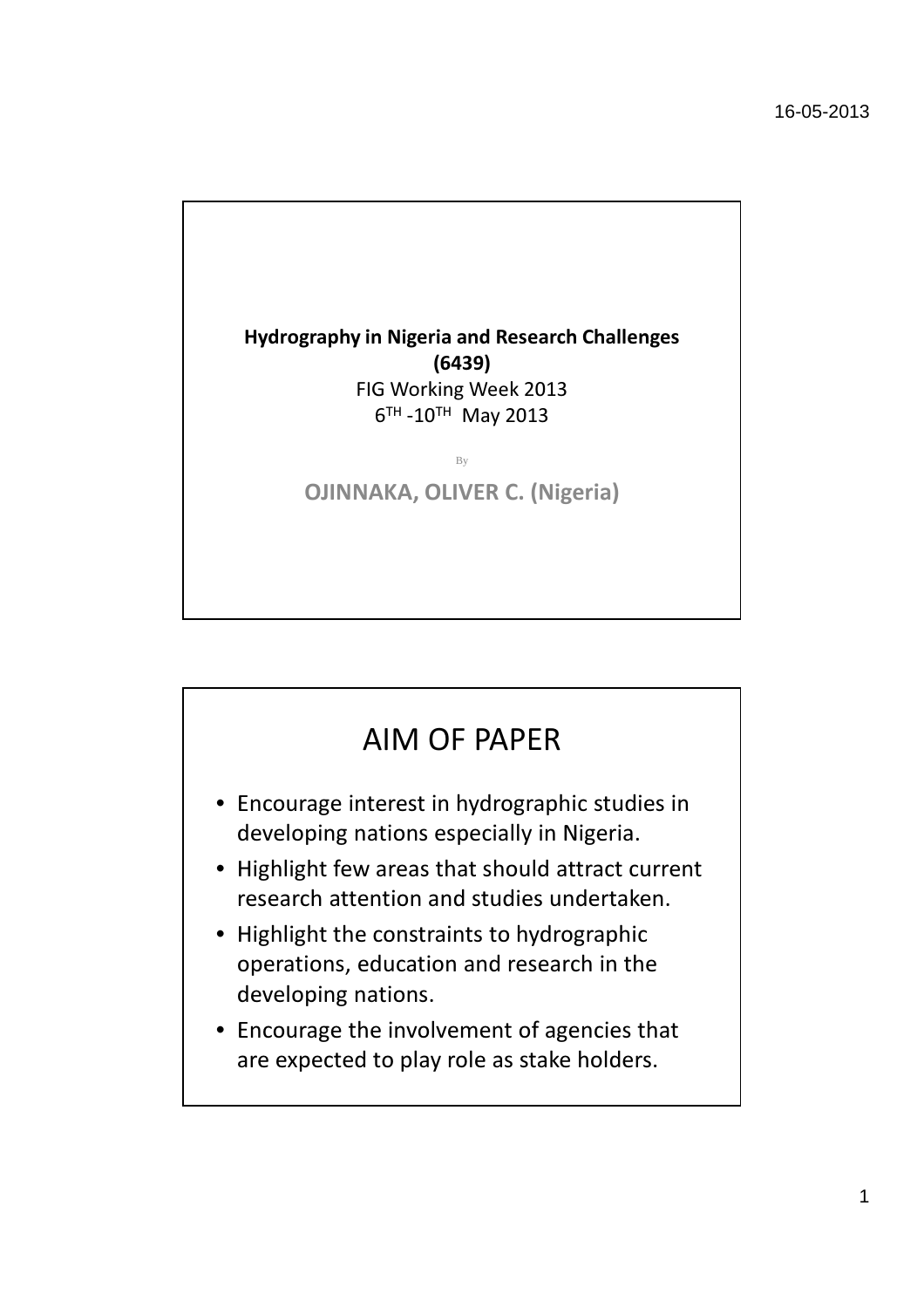**Hydrography in Nigeria and Research Challenges (6439)**

FIG Working Week 2013

6[TH] -10[TH] May 2013

By

**OJINNAKA, OLIVER C. (Nigeria)**

# AIM OF PAPER

- Encourage interest in hydrographic studies in developing nations especially in Nigeria.
- Highlight few areas that should attract current research attention and studies undertaken.
- Highlight the constraints to hydrographic operations, education and research in the developing nations.
- Encourage the involvement of agencies that are expected to play role as stake holders.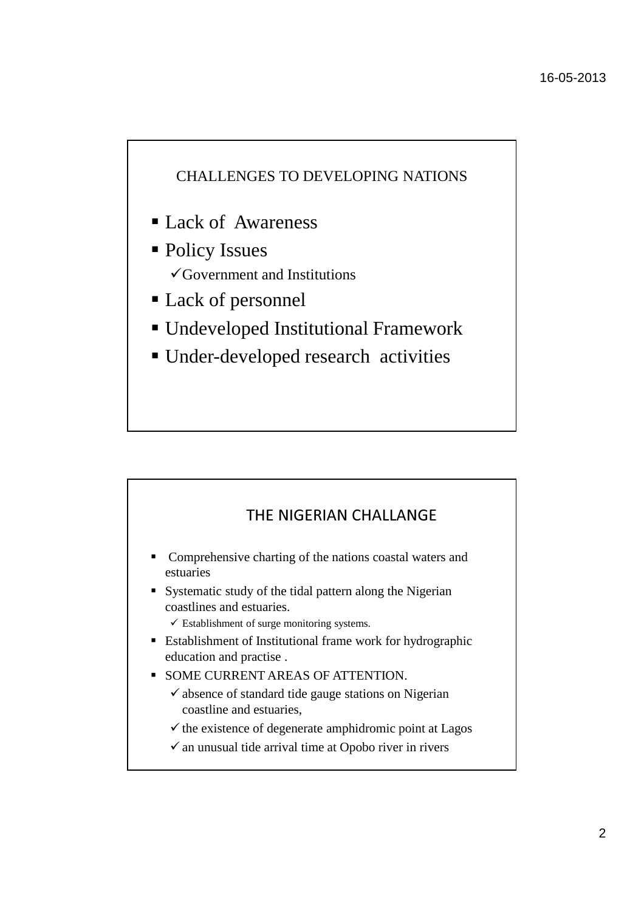## CHALLENGES TO DEVELOPING NATIONS

- Lack of Awareness
- Policy Issues
  - Government and Institutions
- Lack of personnel
- Undeveloped Institutional Framework
- Under-developed research activities

## THE NIGERIAN CHALLANGE

- Comprehensive charting of the nations coastal waters and estuaries
- Systematic study of the tidal pattern along the Nigerian coastlines and estuaries.
  - Establishment of surge monitoring systems.
- Establishment of Institutional frame work for hydrographic education and practise .
- SOME CURRENT AREAS OF ATTENTION.
  - absence of standard tide gauge stations on Nigerian coastline and estuaries,
  - the existence of degenerate amphidromic point at Lagos
  - an unusual tide arrival time at Opobo river in rivers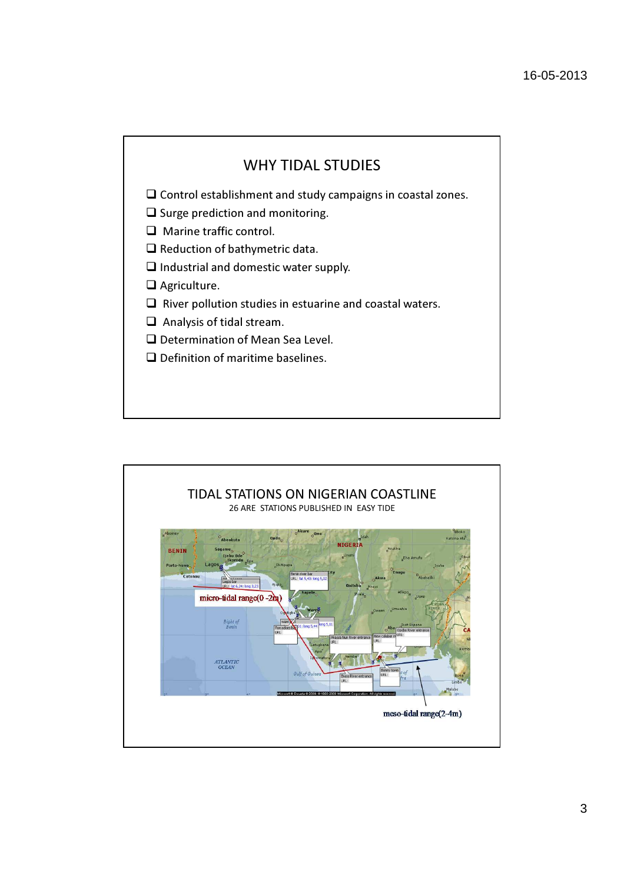## WHY TIDAL STUDIES

- Control establishment and study campaigns in coastal zones.
- Surge prediction and monitoring.
- Marine traffic control.
- Reduction of bathymetric data.
- Industrial and domestic water supply.
- Agriculture.
- River pollution studies in estuarine and coastal waters.
- Analysis of tidal stream.
- Determination of Mean Sea Level.
- Definition of maritime baselines.

## TIDAL STATIONS ON NIGERIAN COASTLINE

26 ARE STATIONS PUBLISHED IN EASY TIDE

micro-tidal range(0 -2m)

meso-tidal range(2-4m)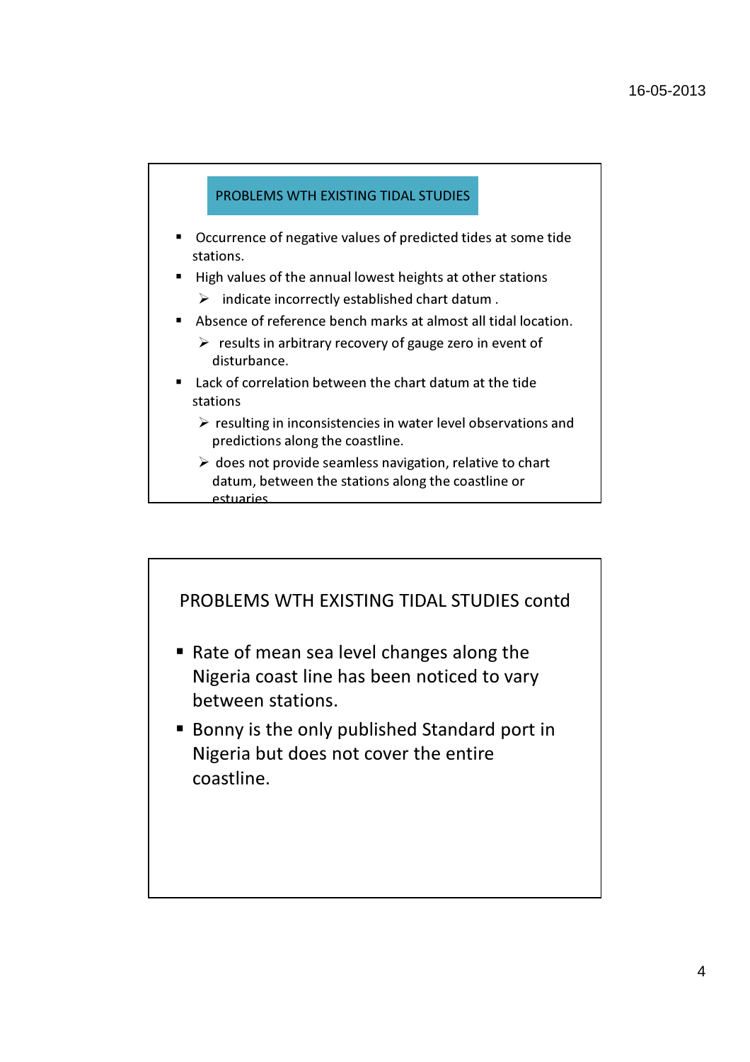## PROBLEMS WTH EXISTING TIDAL STUDIES

- Occurrence of negative values of predicted tides at some tide stations.
- High values of the annual lowest heights at other stations
  - indicate incorrectly established chart datum .
- Absence of reference bench marks at almost all tidal location.
  - results in arbitrary recovery of gauge zero in event of disturbance.
- Lack of correlation between the chart datum at the tide stations
  - resulting in inconsistencies in water level observations and predictions along the coastline.
  - does not provide seamless navigation, relative to chart datum, between the stations along the coastline or estuaries.

## PROBLEMS WTH EXISTING TIDAL STUDIES contd

- Rate of mean sea level changes along the Nigeria coast line has been noticed to vary between stations.
- Bonny is the only published Standard port in Nigeria but does not cover the entire coastline.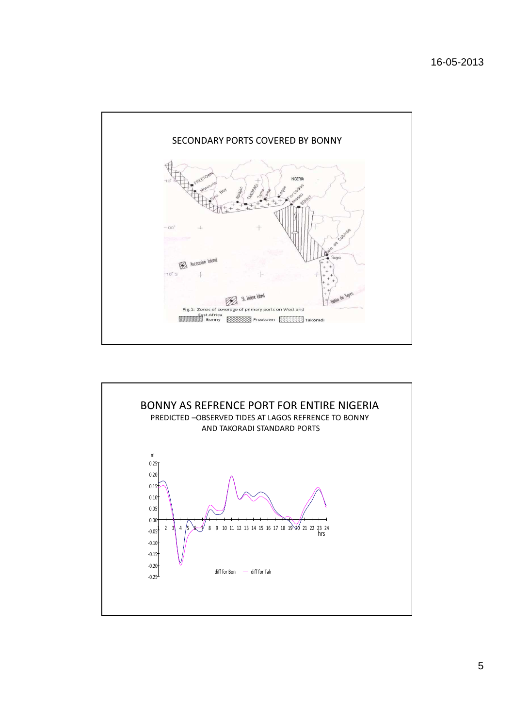## SECONDARY PORTS COVERED BY BONNY

Fig.1: Zones of coverage of primary ports on West and East Africa

Bonny   Freetown   Takoradi

## BONNY AS REFRENCE PORT FOR ENTIRE NIGERIA

PREDICTED –OBSERVED TIDES AT LAGOS REFRENCE TO BONNY AND TAKORADI STANDARD PORTS

diff for Bon   diff for Tak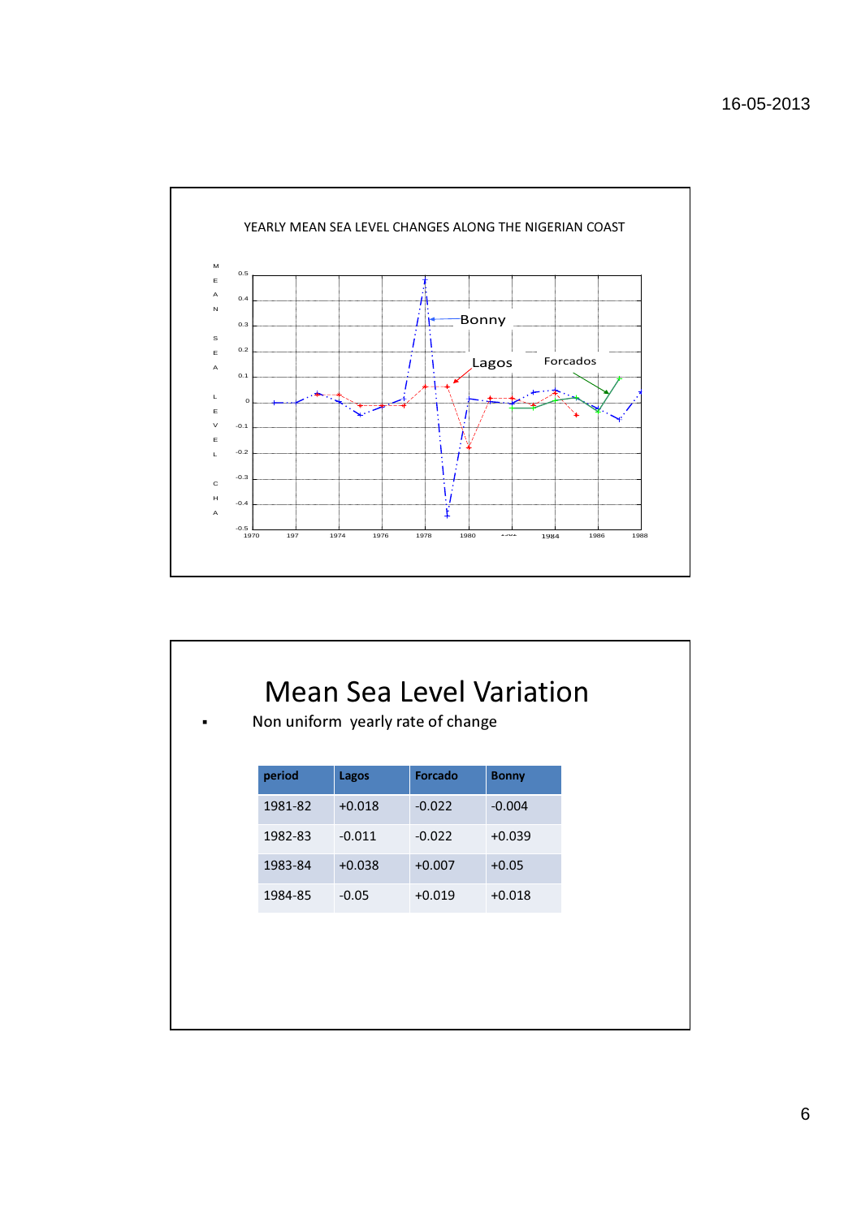YEARLY MEAN SEA LEVEL CHANGES ALONG THE NIGERIAN COAST

# Mean Sea Level Variation

- Non uniform yearly rate of change

| period | Lagos | Forcado | Bonny |
|---|---|---|---|
| 1981-82 | +0.018 | -0.022 | -0.004 |
| 1982-83 | -0.011 | -0.022 | +0.039 |
| 1983-84 | +0.038 | +0.007 | +0.05 |
| 1984-85 | -0.05 | +0.019 | +0.018 |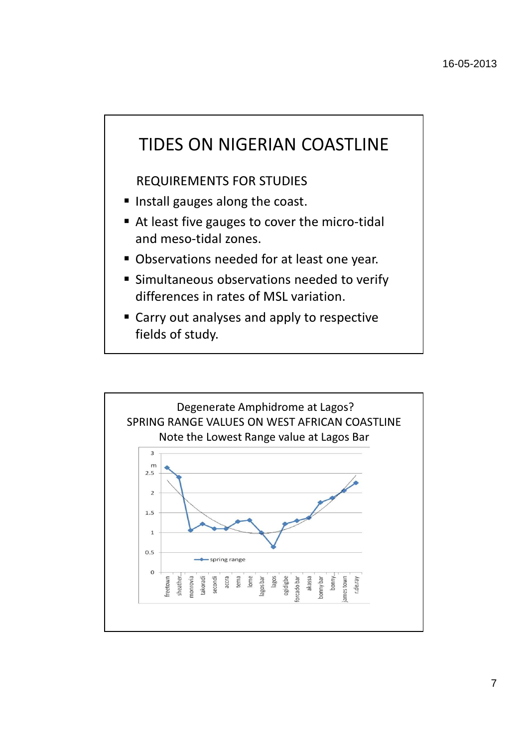# TIDES ON NIGERIAN COASTLINE

REQUIREMENTS FOR STUDIES

- Install gauges along the coast.
- At least five gauges to cover the micro-tidal and meso-tidal zones.
- Observations needed for at least one year.
- Simultaneous observations needed to verify differences in rates of MSL variation.
- Carry out analyses and apply to respective fields of study.

Degenerate Amphidrome at Lagos?
SPRING RANGE VALUES ON WEST AFRICAN COASTLINE
Note the Lowest Range value at Lagos Bar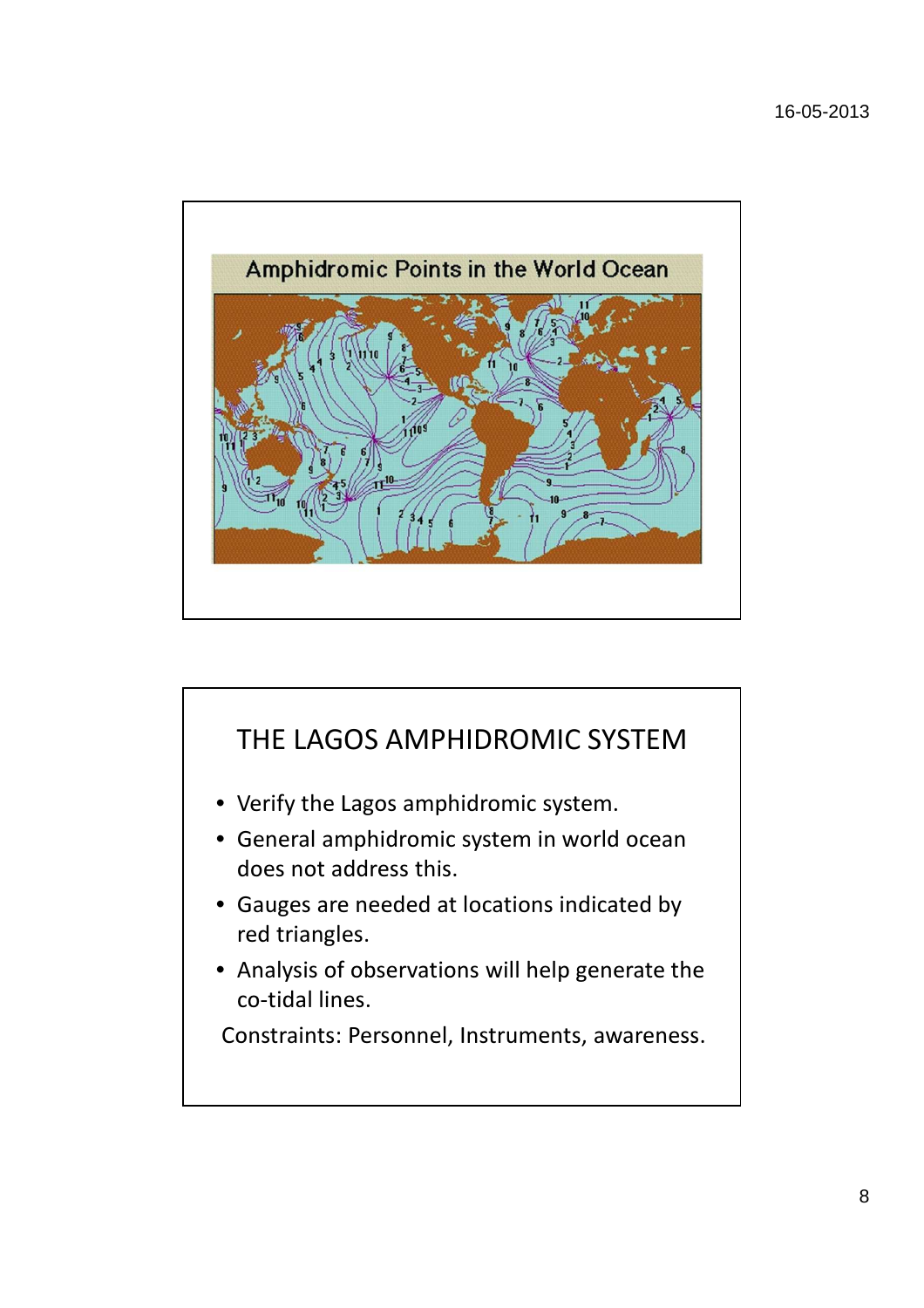## Amphidromic Points in the World Ocean

## THE LAGOS AMPHIDROMIC SYSTEM

- Verify the Lagos amphidromic system.
- General amphidromic system in world ocean does not address this.
- Gauges are needed at locations indicated by red triangles.
- Analysis of observations will help generate the co-tidal lines.

Constraints: Personnel, Instruments, awareness.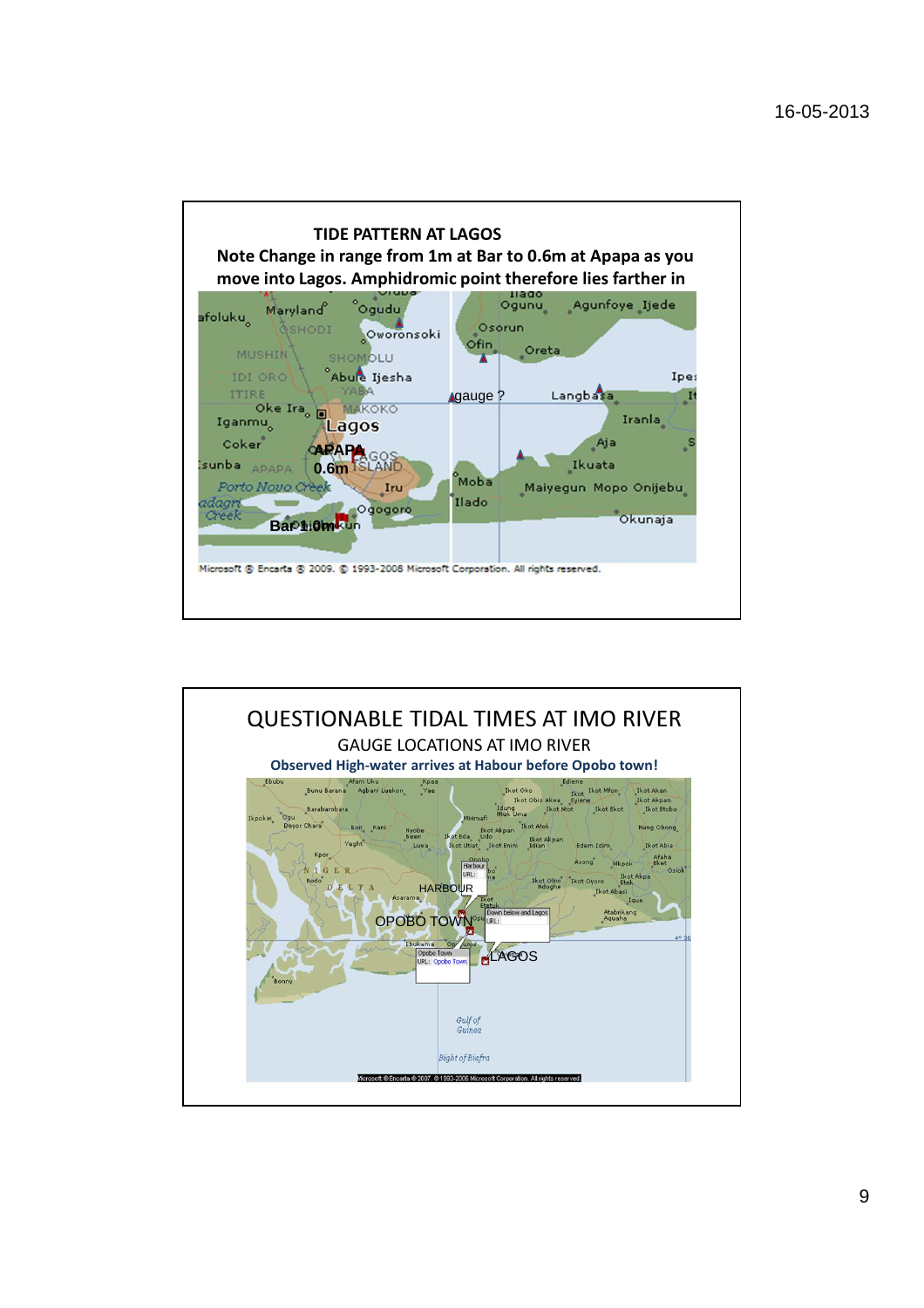## TIDE PATTERN AT LAGOS

**Note Change in range from 1m at Bar to 0.6m at Apapa as you move into Lagos. Amphidromic point therefore lies farther in**

APAPA 0.6m

gauge ?

Bar 1.0m

Microsoft ® Encarta ® 2009. © 1993-2008 Microsoft Corporation. All rights reserved.

## QUESTIONABLE TIDAL TIMES AT IMO RIVER

GAUGE LOCATIONS AT IMO RIVER

**Observed High-water arrives at Habour before Opobo town!**

HARBOUR

OPOBO TOWN

LAGOS

Microsoft ® Encarta ® 2007. © 1993-2006 Microsoft Corporation. All rights reserved.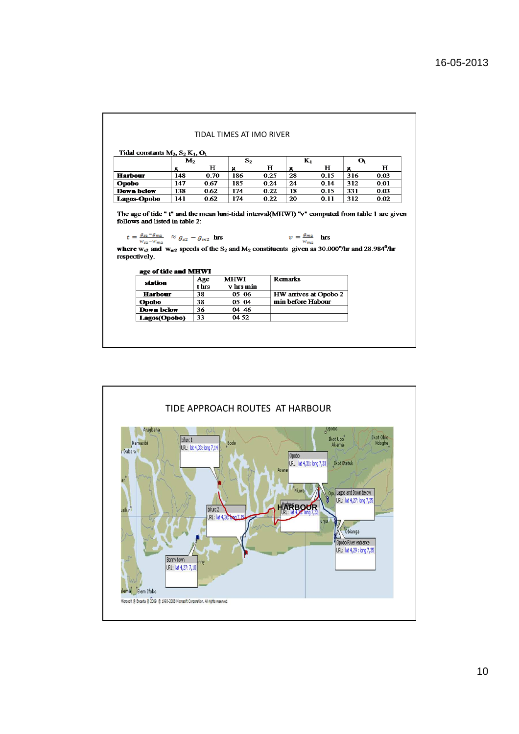## TIDAL TIMES AT IMO RIVER

Tidal constants $M_2$, $S_2$ $K_1$, $O_1$

| | $M_2$ | | $S_2$ | | $K_1$ | | $O_1$ | |
|---|---|---|---|---|---|---|---|---|
| | g | H | g | H | g | H | g | H |
| **Harbour** | 148 | 0.70 | 186 | 0.25 | 28 | 0.15 | 316 | 0.03 |
| **Opobo** | 147 | 0.67 | 185 | 0.24 | 24 | 0.14 | 312 | 0.01 |
| **Down below** | 138 | 0.62 | 174 | 0.22 | 18 | 0.15 | 331 | 0.03 |
| **Lagos-Opobo** | 141 | 0.62 | 174 | 0.22 | 20 | 0.11 | 312 | 0.02 |

The age of tide " t" and the mean luni-tidal interval(MHWI) "v" computed from table 1 are given follows and listed in table 2:

$$t = \frac{g_{s2} - g_{m2}}{w_{s2} - w_{m2}} \approx g_{s2} - g_{m2} \text{ hrs} \qquad v = \frac{g_{m2}}{w_{m2}} \text{ hrs}$$

where $w_{s2}$ and $w_{m2}$ speeds of the $S_2$ and $M_2$ constituents given as 30.000°/hr and 28.984°/hr respectively.

**age of tide and MHWI**

| station | Age t hrs | MHWI v hrs min | Remarks |
|---|---|---|---|
| **Harbour** | 38 | 05 06 | HW arrives at Opobo 2 min before Habour |
| **Opobo** | 38 | 05 04 | |
| **Down below** | 36 | 04 46 | |
| **Lagos(Opobo)** | 33 | 04 52 | |

## TIDE APPROACH ROUTES AT HARBOUR

Microsoft ® Encarta ® 2009. © 1993-2008 Microsoft Corporation. All rights reserved.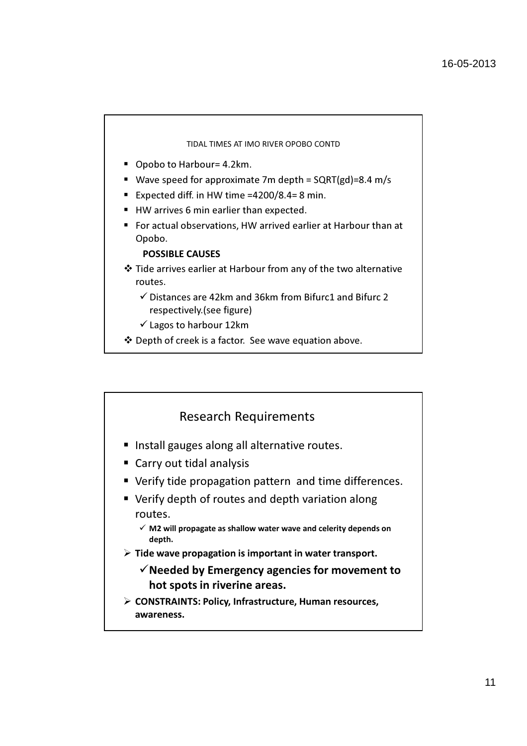### TIDAL TIMES AT IMO RIVER OPOBO CONTD

- Opobo to Harbour= 4.2km.
- Wave speed for approximate 7m depth = SQRT(gd)=8.4 m/s
- Expected diff. in HW time =4200/8.4= 8 min.
- HW arrives 6 min earlier than expected.
- For actual observations, HW arrived earlier at Harbour than at Opobo.

**POSSIBLE CAUSES**

- Tide arrives earlier at Harbour from any of the two alternative routes.
  - ✓ Distances are 42km and 36km from Bifurc1 and Bifurc 2 respectively.(see figure)
  - ✓ Lagos to harbour 12km
- Depth of creek is a factor. See wave equation above.

## Research Requirements

- Install gauges along all alternative routes.
- Carry out tidal analysis
- Verify tide propagation pattern and time differences.
- Verify depth of routes and depth variation along routes.
  - ✓ **M2 will propagate as shallow water wave and celerity depends on depth.**
- **Tide wave propagation is important in water transport.**
  - ✓ **Needed by Emergency agencies for movement to hot spots in riverine areas.**
- **CONSTRAINTS: Policy, Infrastructure, Human resources, awareness.**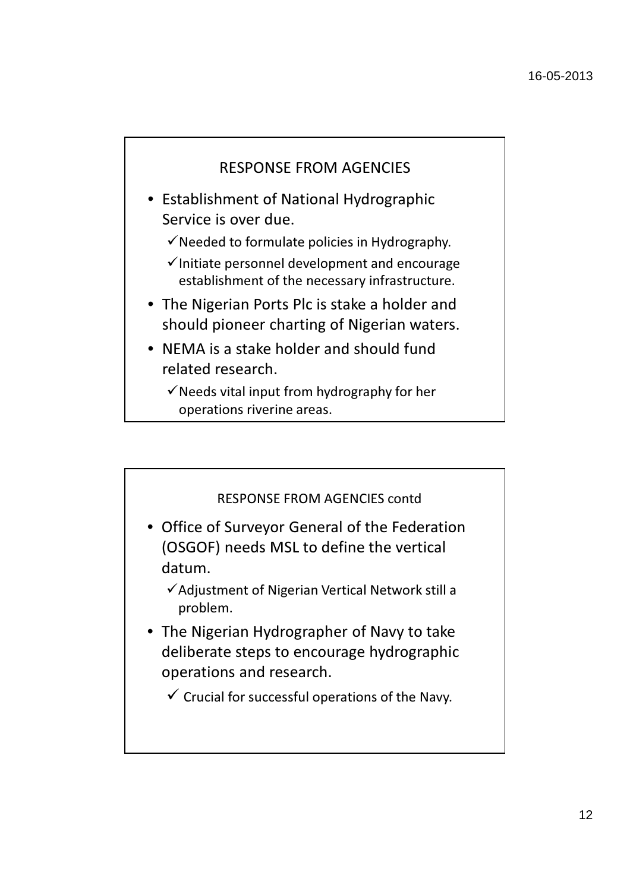## RESPONSE FROM AGENCIES

- Establishment of National Hydrographic Service is over due.
  - ✓ Needed to formulate policies in Hydrography.
  - ✓ Initiate personnel development and encourage establishment of the necessary infrastructure.
- The Nigerian Ports Plc is stake a holder and should pioneer charting of Nigerian waters.
- NEMA is a stake holder and should fund related research.
  - ✓ Needs vital input from hydrography for her operations riverine areas.

## RESPONSE FROM AGENCIES contd

- Office of Surveyor General of the Federation (OSGOF) needs MSL to define the vertical datum.
  - ✓ Adjustment of Nigerian Vertical Network still a problem.
- The Nigerian Hydrographer of Navy to take deliberate steps to encourage hydrographic operations and research.
  - ✓ Crucial for successful operations of the Navy.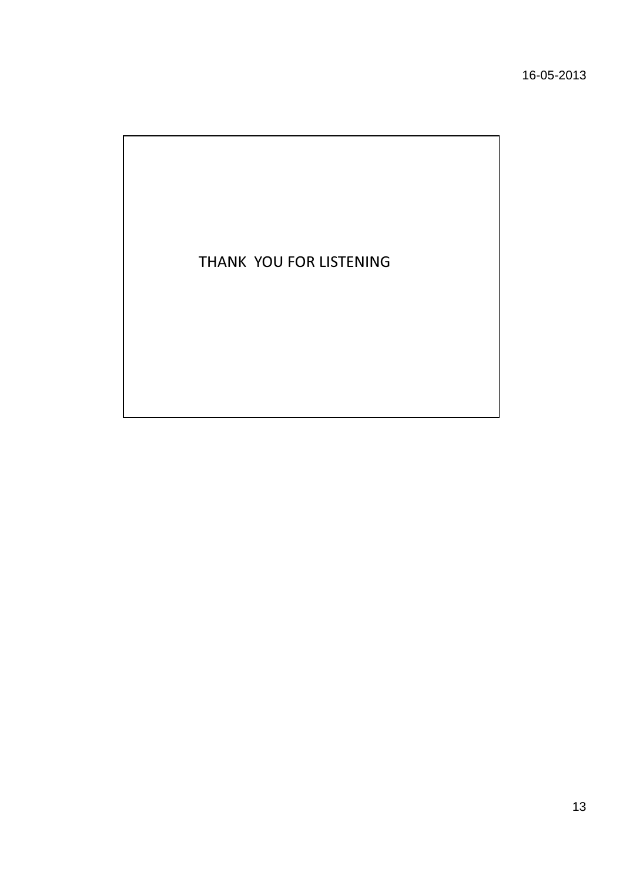THANK  YOU FOR LISTENING